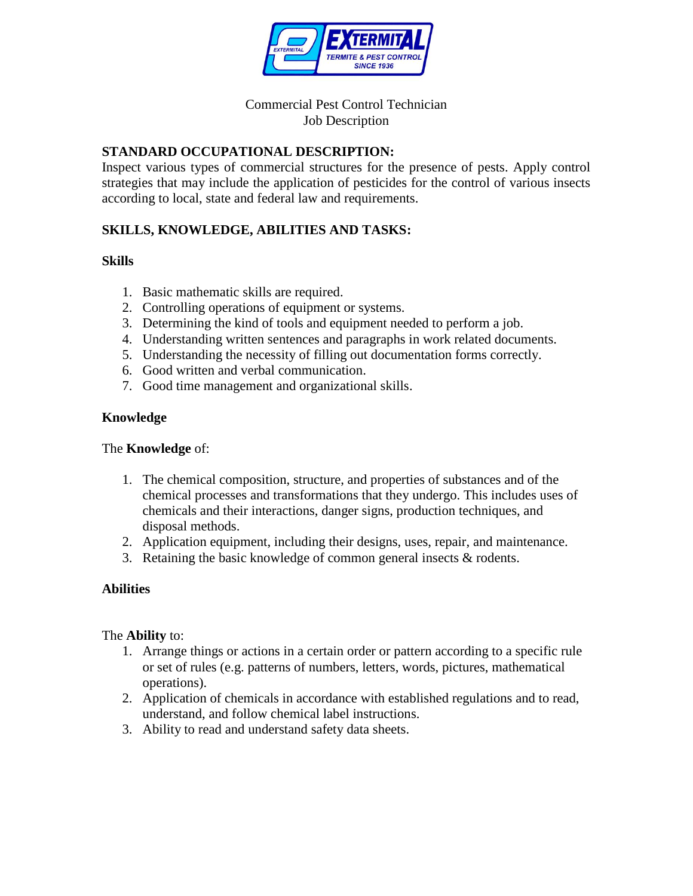Commercial Pest Control Technician
Job Description

## STANDARD OCCUPATIONAL DESCRIPTION:

Inspect various types of commercial structures for the presence of pests. Apply control strategies that may include the application of pesticides for the control of various insects according to local, state and federal law and requirements.

## SKILLS, KNOWLEDGE, ABILITIES AND TASKS:

### Skills

1. Basic mathematic skills are required.
2. Controlling operations of equipment or systems.
3. Determining the kind of tools and equipment needed to perform a job.
4. Understanding written sentences and paragraphs in work related documents.
5. Understanding the necessity of filling out documentation forms correctly.
6. Good written and verbal communication.
7. Good time management and organizational skills.

### Knowledge

The **Knowledge** of:

1. The chemical composition, structure, and properties of substances and of the chemical processes and transformations that they undergo. This includes uses of chemicals and their interactions, danger signs, production techniques, and disposal methods.
2. Application equipment, including their designs, uses, repair, and maintenance.
3. Retaining the basic knowledge of common general insects & rodents.

### Abilities

The **Ability** to:

1. Arrange things or actions in a certain order or pattern according to a specific rule or set of rules (e.g. patterns of numbers, letters, words, pictures, mathematical operations).
2. Application of chemicals in accordance with established regulations and to read, understand, and follow chemical label instructions.
3. Ability to read and understand safety data sheets.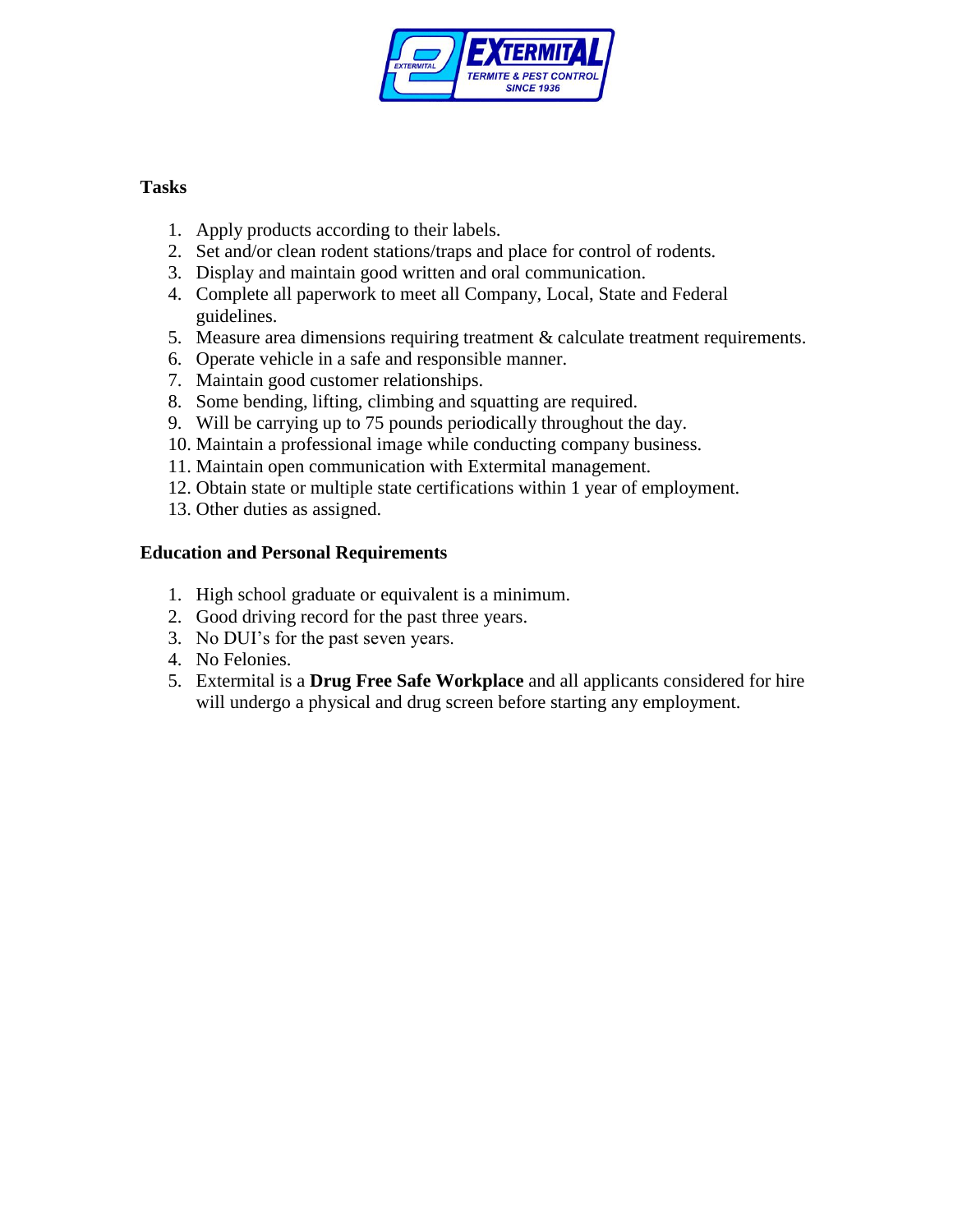**Tasks**

1. Apply products according to their labels.
2. Set and/or clean rodent stations/traps and place for control of rodents.
3. Display and maintain good written and oral communication.
4. Complete all paperwork to meet all Company, Local, State and Federal guidelines.
5. Measure area dimensions requiring treatment & calculate treatment requirements.
6. Operate vehicle in a safe and responsible manner.
7. Maintain good customer relationships.
8. Some bending, lifting, climbing and squatting are required.
9. Will be carrying up to 75 pounds periodically throughout the day.
10. Maintain a professional image while conducting company business.
11. Maintain open communication with Extermital management.
12. Obtain state or multiple state certifications within 1 year of employment.
13. Other duties as assigned.

**Education and Personal Requirements**

1. High school graduate or equivalent is a minimum.
2. Good driving record for the past three years.
3. No DUI's for the past seven years.
4. No Felonies.
5. Extermital is a **Drug Free Safe Workplace** and all applicants considered for hire will undergo a physical and drug screen before starting any employment.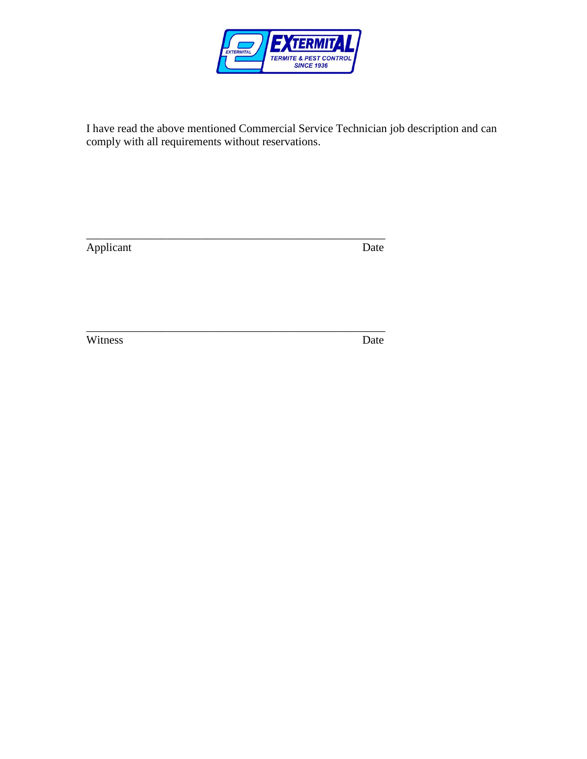I have read the above mentioned Commercial Service Technician job description and can comply with all requirements without reservations.

_____________________________________________________

Applicant                                                                                    Date

_____________________________________________________

Witness                                                                                       Date